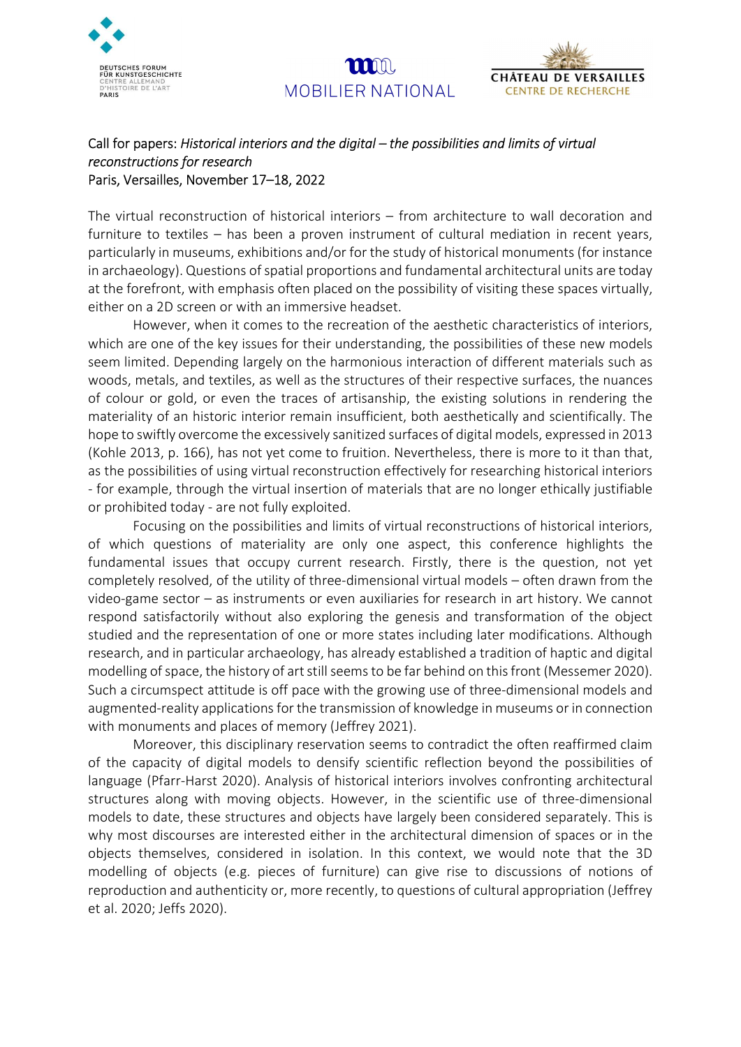DEUTSCHES FORUM FÜR KUNSTGESCHICHTE CENTRE ALLEMAND D'HISTOIRE DE L'ART PARIS

MOBILIER NATIONAL

CHÂTEAU DE VERSAILLES CENTRE DE RECHERCHE

Call for papers: *Historical interiors and the digital – the possibilities and limits of virtual reconstructions for research*
Paris, Versailles, November 17–18, 2022

The virtual reconstruction of historical interiors – from architecture to wall decoration and furniture to textiles – has been a proven instrument of cultural mediation in recent years, particularly in museums, exhibitions and/or for the study of historical monuments (for instance in archaeology). Questions of spatial proportions and fundamental architectural units are today at the forefront, with emphasis often placed on the possibility of visiting these spaces virtually, either on a 2D screen or with an immersive headset.

However, when it comes to the recreation of the aesthetic characteristics of interiors, which are one of the key issues for their understanding, the possibilities of these new models seem limited. Depending largely on the harmonious interaction of different materials such as woods, metals, and textiles, as well as the structures of their respective surfaces, the nuances of colour or gold, or even the traces of artisanship, the existing solutions in rendering the materiality of an historic interior remain insufficient, both aesthetically and scientifically. The hope to swiftly overcome the excessively sanitized surfaces of digital models, expressed in 2013 (Kohle 2013, p. 166), has not yet come to fruition. Nevertheless, there is more to it than that, as the possibilities of using virtual reconstruction effectively for researching historical interiors - for example, through the virtual insertion of materials that are no longer ethically justifiable or prohibited today - are not fully exploited.

Focusing on the possibilities and limits of virtual reconstructions of historical interiors, of which questions of materiality are only one aspect, this conference highlights the fundamental issues that occupy current research. Firstly, there is the question, not yet completely resolved, of the utility of three-dimensional virtual models – often drawn from the video-game sector – as instruments or even auxiliaries for research in art history. We cannot respond satisfactorily without also exploring the genesis and transformation of the object studied and the representation of one or more states including later modifications. Although research, and in particular archaeology, has already established a tradition of haptic and digital modelling of space, the history of art still seems to be far behind on this front (Messemer 2020). Such a circumspect attitude is off pace with the growing use of three-dimensional models and augmented-reality applications for the transmission of knowledge in museums or in connection with monuments and places of memory (Jeffrey 2021).

Moreover, this disciplinary reservation seems to contradict the often reaffirmed claim of the capacity of digital models to densify scientific reflection beyond the possibilities of language (Pfarr-Harst 2020). Analysis of historical interiors involves confronting architectural structures along with moving objects. However, in the scientific use of three-dimensional models to date, these structures and objects have largely been considered separately. This is why most discourses are interested either in the architectural dimension of spaces or in the objects themselves, considered in isolation. In this context, we would note that the 3D modelling of objects (e.g. pieces of furniture) can give rise to discussions of notions of reproduction and authenticity or, more recently, to questions of cultural appropriation (Jeffrey et al. 2020; Jeffs 2020).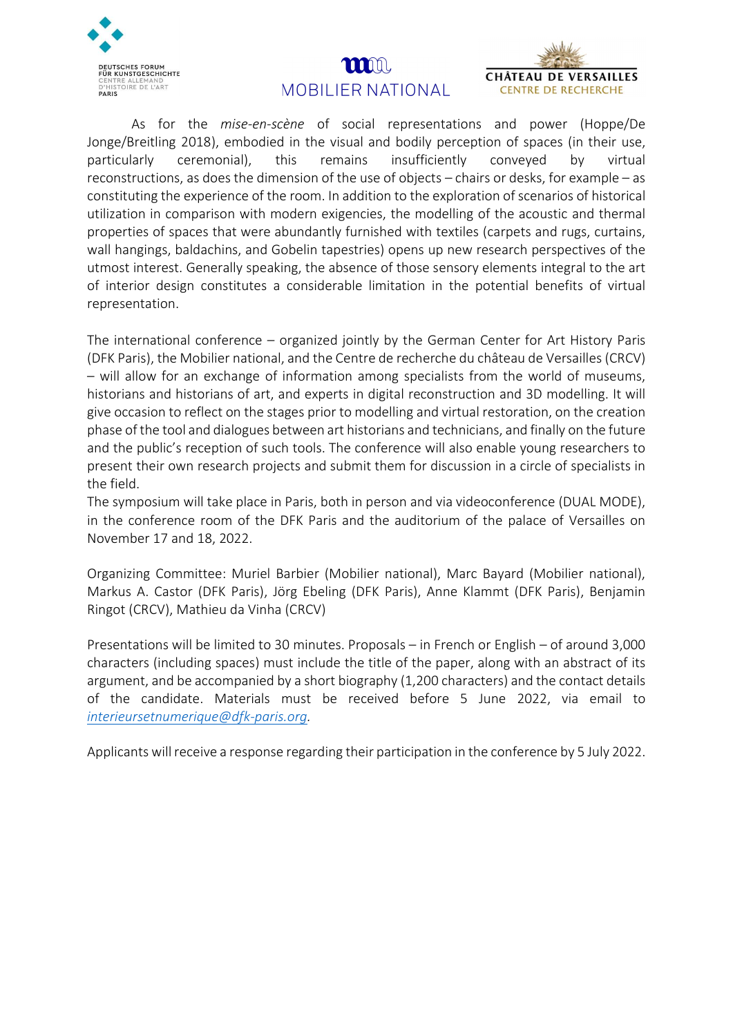As for the *mise-en-scène* of social representations and power (Hoppe/De Jonge/Breitling 2018), embodied in the visual and bodily perception of spaces (in their use, particularly ceremonial), this remains insufficiently conveyed by virtual reconstructions, as does the dimension of the use of objects – chairs or desks, for example – as constituting the experience of the room. In addition to the exploration of scenarios of historical utilization in comparison with modern exigencies, the modelling of the acoustic and thermal properties of spaces that were abundantly furnished with textiles (carpets and rugs, curtains, wall hangings, baldachins, and Gobelin tapestries) opens up new research perspectives of the utmost interest. Generally speaking, the absence of those sensory elements integral to the art of interior design constitutes a considerable limitation in the potential benefits of virtual representation.

The international conference – organized jointly by the German Center for Art History Paris (DFK Paris), the Mobilier national, and the Centre de recherche du château de Versailles (CRCV) – will allow for an exchange of information among specialists from the world of museums, historians and historians of art, and experts in digital reconstruction and 3D modelling. It will give occasion to reflect on the stages prior to modelling and virtual restoration, on the creation phase of the tool and dialogues between art historians and technicians, and finally on the future and the public's reception of such tools. The conference will also enable young researchers to present their own research projects and submit them for discussion in a circle of specialists in the field.
The symposium will take place in Paris, both in person and via videoconference (DUAL MODE), in the conference room of the DFK Paris and the auditorium of the palace of Versailles on November 17 and 18, 2022.

Organizing Committee: Muriel Barbier (Mobilier national), Marc Bayard (Mobilier national), Markus A. Castor (DFK Paris), Jörg Ebeling (DFK Paris), Anne Klammt (DFK Paris), Benjamin Ringot (CRCV), Mathieu da Vinha (CRCV)

Presentations will be limited to 30 minutes. Proposals – in French or English – of around 3,000 characters (including spaces) must include the title of the paper, along with an abstract of its argument, and be accompanied by a short biography (1,200 characters) and the contact details of the candidate. Materials must be received before 5 June 2022, via email to *interieursetnumerique@dfk-paris.org*.

Applicants will receive a response regarding their participation in the conference by 5 July 2022.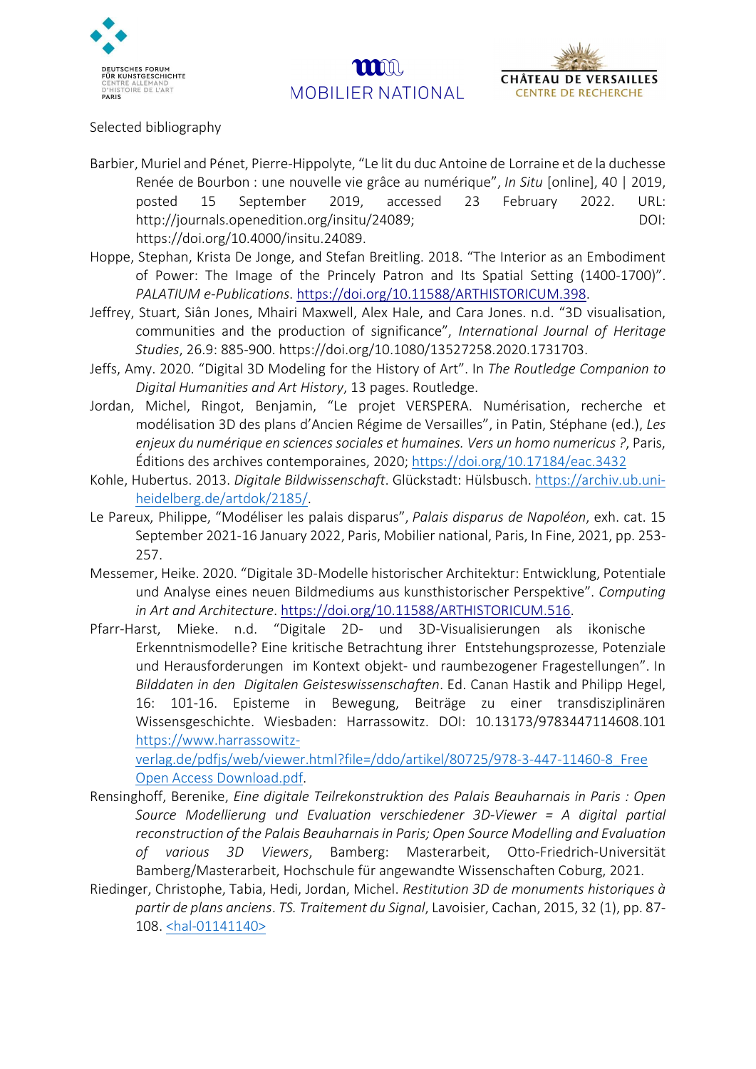Selected bibliography

Barbier, Muriel and Pénet, Pierre-Hippolyte, "Le lit du duc Antoine de Lorraine et de la duchesse Renée de Bourbon : une nouvelle vie grâce au numérique", *In Situ* [online], 40 | 2019, posted 15 September 2019, accessed 23 February 2022. URL: http://journals.openedition.org/insitu/24089; DOI: https://doi.org/10.4000/insitu.24089.

Hoppe, Stephan, Krista De Jonge, and Stefan Breitling. 2018. "The Interior as an Embodiment of Power: The Image of the Princely Patron and Its Spatial Setting (1400-1700)". *PALATIUM e-Publications*. https://doi.org/10.11588/ARTHISTORICUM.398.

Jeffrey, Stuart, Siân Jones, Mhairi Maxwell, Alex Hale, and Cara Jones. n.d. "3D visualisation, communities and the production of significance", *International Journal of Heritage Studies*, 26.9: 885-900. https://doi.org/10.1080/13527258.2020.1731703.

Jeffs, Amy. 2020. "Digital 3D Modeling for the History of Art". In *The Routledge Companion to Digital Humanities and Art History*, 13 pages. Routledge.

Jordan, Michel, Ringot, Benjamin, "Le projet VERSPERA. Numérisation, recherche et modélisation 3D des plans d'Ancien Régime de Versailles", in Patin, Stéphane (ed.), *Les enjeux du numérique en sciences sociales et humaines. Vers un homo numericus ?*, Paris, Éditions des archives contemporaines, 2020; https://doi.org/10.17184/eac.3432

Kohle, Hubertus. 2013. *Digitale Bildwissenschaft*. Glückstadt: Hülsbusch. https://archiv.ub.uni-heidelberg.de/artdok/2185/.

Le Pareux, Philippe, "Modéliser les palais disparus", *Palais disparus de Napoléon*, exh. cat. 15 September 2021-16 January 2022, Paris, Mobilier national, Paris, In Fine, 2021, pp. 253-257.

Messemer, Heike. 2020. "Digitale 3D-Modelle historischer Architektur: Entwicklung, Potentiale und Analyse eines neuen Bildmediums aus kunsthistorischer Perspektive". *Computing in Art and Architecture*. https://doi.org/10.11588/ARTHISTORICUM.516.

Pfarr-Harst, Mieke. n.d. "Digitale 2D- und 3D-Visualisierungen als ikonische Erkenntnismodelle? Eine kritische Betrachtung ihrer Entstehungsprozesse, Potenziale und Herausforderungen im Kontext objekt- und raumbezogener Fragestellungen". In *Bilddaten in den Digitalen Geisteswissenschaften*. Ed. Canan Hastik and Philipp Hegel, 16: 101-16. Episteme in Bewegung, Beiträge zu einer transdisziplinären Wissensgeschichte. Wiesbaden: Harrassowitz. DOI: 10.13173/9783447114608.101 https://www.harrassowitz-verlag.de/pdfjs/web/viewer.html?file=/ddo/artikel/80725/978-3-447-11460-8_Free Open Access Download.pdf.

Rensinghoff, Berenike, *Eine digitale Teilrekonstruktion des Palais Beauharnais in Paris : Open Source Modellierung und Evaluation verschiedener 3D-Viewer = A digital partial reconstruction of the Palais Beauharnais in Paris; Open Source Modelling and Evaluation of various 3D Viewers*, Bamberg: Masterarbeit, Otto-Friedrich-Universität Bamberg/Masterarbeit, Hochschule für angewandte Wissenschaften Coburg, 2021.

Riedinger, Christophe, Tabia, Hedi, Jordan, Michel. *Restitution 3D de monuments historiques à partir de plans anciens*. *TS. Traitement du Signal*, Lavoisier, Cachan, 2015, 32 (1), pp. 87-108. <hal-01141140>